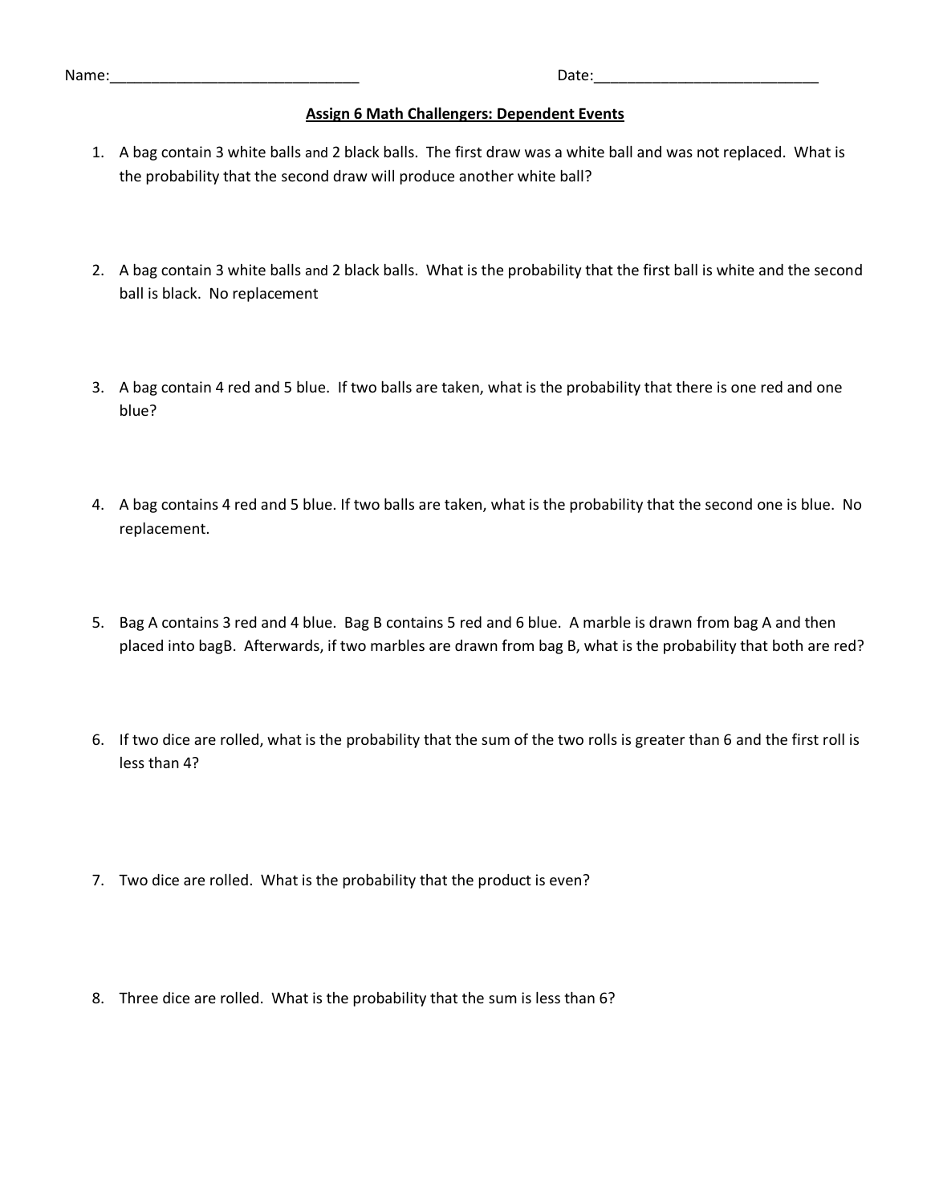Name:______________________________ Date:___________________________

**Assign 6 Math Challengers: Dependent Events**

1. A bag contain 3 white balls and 2 black balls. The first draw was a white ball and was not replaced. What is the probability that the second draw will produce another white ball?

2. A bag contain 3 white balls and 2 black balls. What is the probability that the first ball is white and the second ball is black. No replacement

3. A bag contain 4 red and 5 blue. If two balls are taken, what is the probability that there is one red and one blue?

4. A bag contains 4 red and 5 blue. If two balls are taken, what is the probability that the second one is blue. No replacement.

5. Bag A contains 3 red and 4 blue. Bag B contains 5 red and 6 blue. A marble is drawn from bag A and then placed into bagB. Afterwards, if two marbles are drawn from bag B, what is the probability that both are red?

6. If two dice are rolled, what is the probability that the sum of the two rolls is greater than 6 and the first roll is less than 4?

7. Two dice are rolled. What is the probability that the product is even?

8. Three dice are rolled. What is the probability that the sum is less than 6?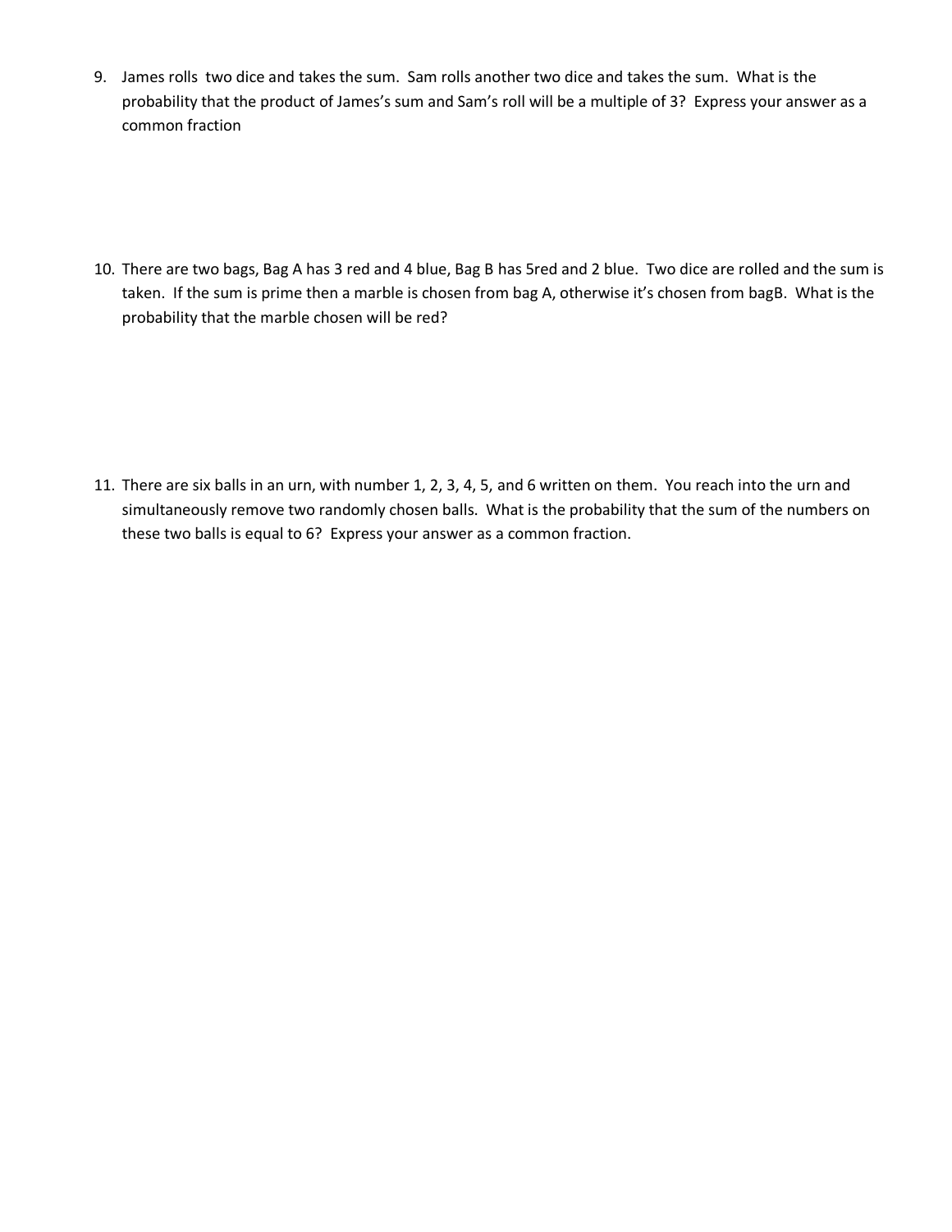9. James rolls two dice and takes the sum. Sam rolls another two dice and takes the sum. What is the probability that the product of James's sum and Sam's roll will be a multiple of 3? Express your answer as a common fraction

10. There are two bags, Bag A has 3 red and 4 blue, Bag B has 5red and 2 blue. Two dice are rolled and the sum is taken. If the sum is prime then a marble is chosen from bag A, otherwise it's chosen from bagB. What is the probability that the marble chosen will be red?

11. There are six balls in an urn, with number 1, 2, 3, 4, 5, and 6 written on them. You reach into the urn and simultaneously remove two randomly chosen balls. What is the probability that the sum of the numbers on these two balls is equal to 6? Express your answer as a common fraction.